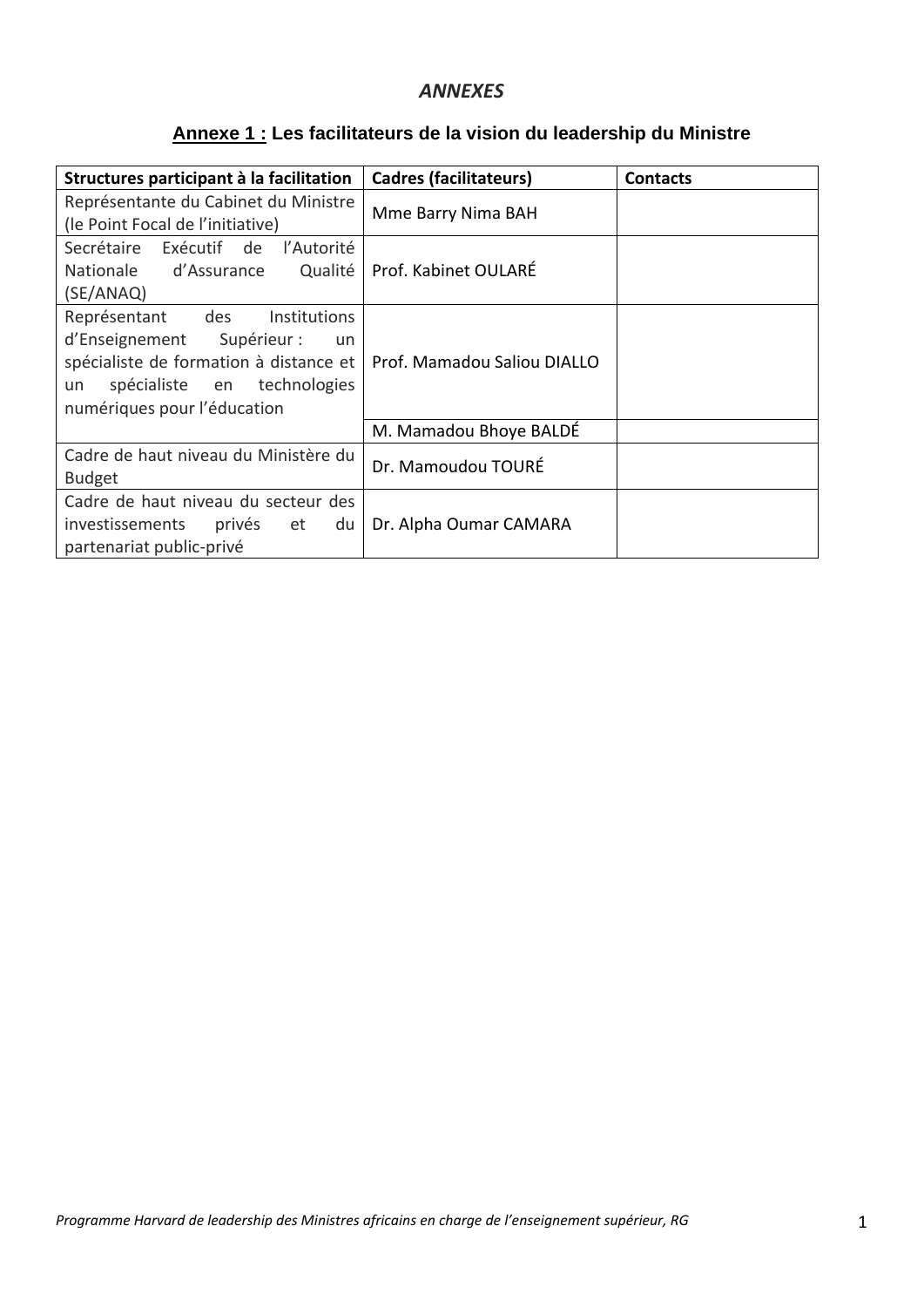# *ANNEXES*

## Annexe 1 : Les facilitateurs de la vision du leadership du Ministre

| Structures participant à la facilitation | Cadres (facilitateurs) | Contacts |
|---|---|---|
| Représentante du Cabinet du Ministre (le Point Focal de l'initiative) | Mme Barry Nima BAH | |
| Secrétaire Exécutif de l'Autorité Nationale d'Assurance Qualité (SE/ANAQ) | Prof. Kabinet OULARÉ | |
| Représentant des Institutions d'Enseignement Supérieur : un spécialiste de formation à distance et un spécialiste en technologies numériques pour l'éducation | Prof. Mamadou Saliou DIALLO | |
| | M. Mamadou Bhoye BALDÉ | |
| Cadre de haut niveau du Ministère du Budget | Dr. Mamoudou TOURÉ | |
| Cadre de haut niveau du secteur des investissements privés et du partenariat public-privé | Dr. Alpha Oumar CAMARA | |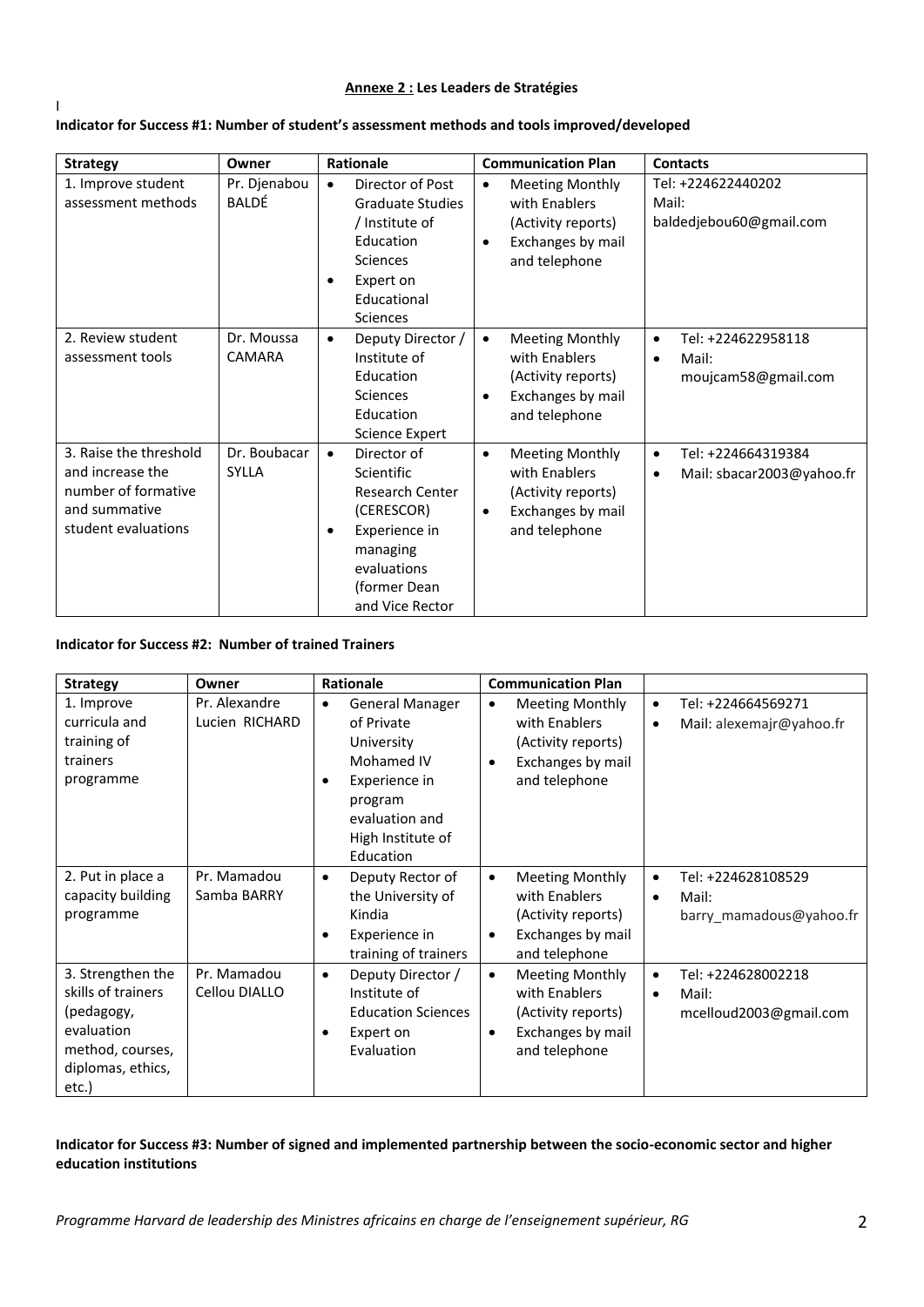**Annexe 2 : Les Leaders de Stratégies**

I

**Indicator for Success #1: Number of student's assessment methods and tools improved/developed**

| Strategy | Owner | Rationale | Communication Plan | Contacts |
|---|---|---|---|---|
| 1. Improve student assessment methods | Pr. Djenabou BALDÉ | • Director of Post Graduate Studies / Institute of Education Sciences<br>• Expert on Educational Sciences | • Meeting Monthly with Enablers (Activity reports)<br>• Exchanges by mail and telephone | Tel: +224622440202<br>Mail: baldedjebou60@gmail.com |
| 2. Review student assessment tools | Dr. Moussa CAMARA | • Deputy Director / Institute of Education Sciences Education Science Expert | • Meeting Monthly with Enablers (Activity reports)<br>• Exchanges by mail and telephone | • Tel: +224622958118<br>• Mail: moujcam58@gmail.com |
| 3. Raise the threshold and increase the number of formative and summative student evaluations | Dr. Boubacar SYLLA | • Director of Scientific Research Center (CERESCOR)<br>• Experience in managing evaluations (former Dean and Vice Rector | • Meeting Monthly with Enablers (Activity reports)<br>• Exchanges by mail and telephone | • Tel: +224664319384<br>• Mail: sbacar2003@yahoo.fr |

**Indicator for Success #2: Number of trained Trainers**

| Strategy | Owner | Rationale | Communication Plan | |
|---|---|---|---|---|
| 1. Improve curricula and training of trainers programme | Pr. Alexandre Lucien RICHARD | • General Manager of Private University Mohamed IV<br>• Experience in program evaluation and High Institute of Education | • Meeting Monthly with Enablers (Activity reports)<br>• Exchanges by mail and telephone | • Tel: +224664569271<br>• Mail: alexemajr@yahoo.fr |
| 2. Put in place a capacity building programme | Pr. Mamadou Samba BARRY | • Deputy Rector of the University of Kindia<br>• Experience in training of trainers | • Meeting Monthly with Enablers (Activity reports)<br>• Exchanges by mail and telephone | • Tel: +224628108529<br>• Mail: barry_mamadous@yahoo.fr |
| 3. Strengthen the skills of trainers (pedagogy, evaluation method, courses, diplomas, ethics, etc.) | Pr. Mamadou Cellou DIALLO | • Deputy Director / Institute of Education Sciences<br>• Expert on Evaluation | • Meeting Monthly with Enablers (Activity reports)<br>• Exchanges by mail and telephone | • Tel: +224628002218<br>• Mail: mcelloud2003@gmail.com |

**Indicator for Success #3: Number of signed and implemented partnership between the socio-economic sector and higher education institutions**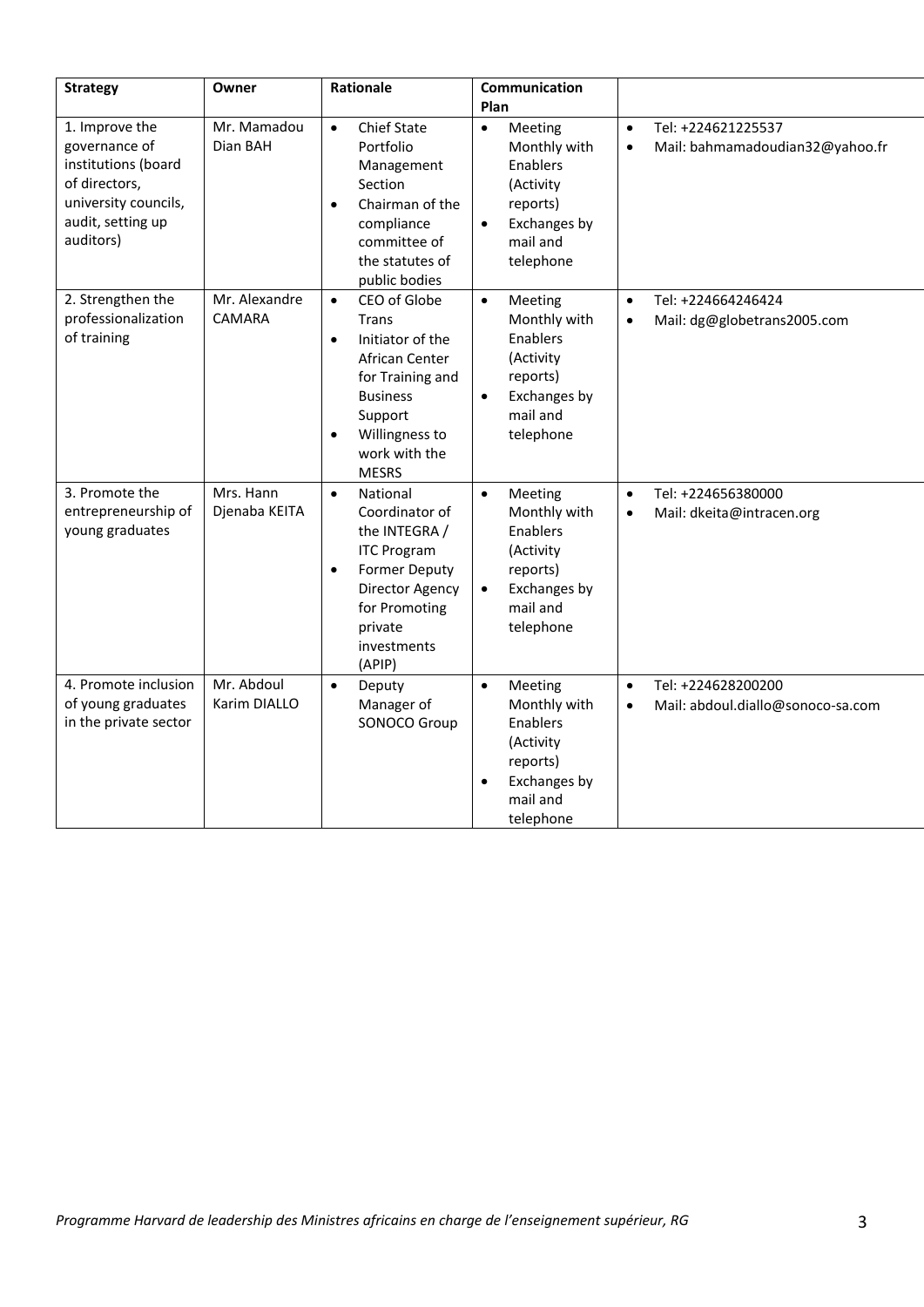| Strategy | Owner | Rationale | Communication Plan | |
|---|---|---|---|---|
| 1. Improve the governance of institutions (board of directors, university councils, audit, setting up auditors) | Mr. Mamadou Dian BAH | • Chief State Portfolio Management Section<br>• Chairman of the compliance committee of the statutes of public bodies | • Meeting Monthly with Enablers (Activity reports)<br>• Exchanges by mail and telephone | • Tel: +224621225537<br>• Mail: bahmamadoudian32@yahoo.fr |
| 2. Strengthen the professionalization of training | Mr. Alexandre CAMARA | • CEO of Globe Trans<br>• Initiator of the African Center for Training and Business Support<br>• Willingness to work with the MESRS | • Meeting Monthly with Enablers (Activity reports)<br>• Exchanges by mail and telephone | • Tel: +224664246424<br>• Mail: dg@globetrans2005.com |
| 3. Promote the entrepreneurship of young graduates | Mrs. Hann Djenaba KEITA | • National Coordinator of the INTEGRA / ITC Program<br>• Former Deputy Director Agency for Promoting private investments (APIP) | • Meeting Monthly with Enablers (Activity reports)<br>• Exchanges by mail and telephone | • Tel: +224656380000<br>• Mail: dkeita@intracen.org |
| 4. Promote inclusion of young graduates in the private sector | Mr. Abdoul Karim DIALLO | • Deputy Manager of SONOCO Group | • Meeting Monthly with Enablers (Activity reports)<br>• Exchanges by mail and telephone | • Tel: +224628200200<br>• Mail: abdoul.diallo@sonoco-sa.com |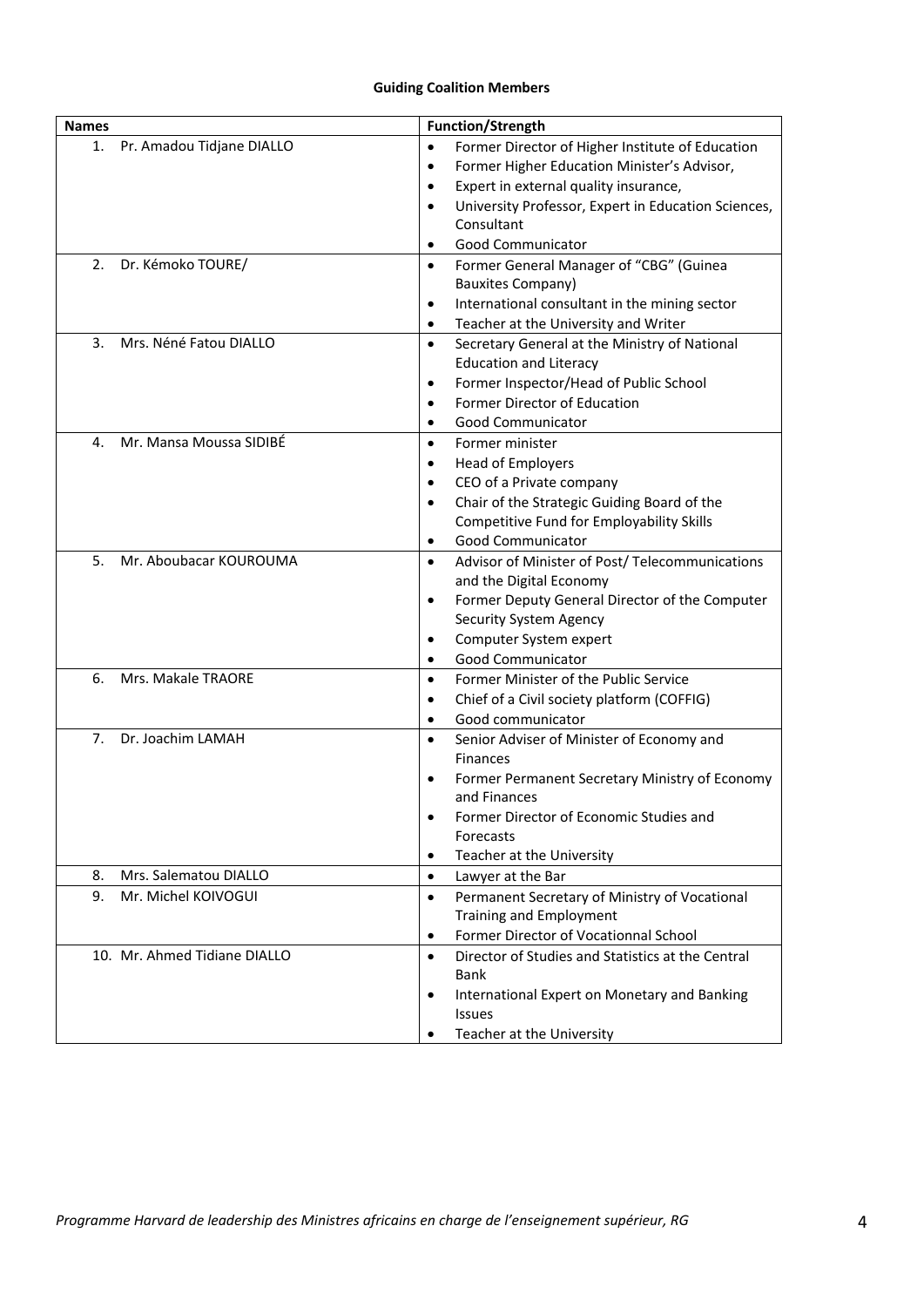**Guiding Coalition Members**

| Names | Function/Strength |
|---|---|
| 1. Pr. Amadou Tidjane DIALLO | • Former Director of Higher Institute of Education<br>• Former Higher Education Minister's Advisor,<br>• Expert in external quality insurance,<br>• University Professor, Expert in Education Sciences, Consultant<br>• Good Communicator |
| 2. Dr. Kémoko TOURE/ | • Former General Manager of "CBG" (Guinea Bauxites Company)<br>• International consultant in the mining sector<br>• Teacher at the University and Writer |
| 3. Mrs. Néné Fatou DIALLO | • Secretary General at the Ministry of National Education and Literacy<br>• Former Inspector/Head of Public School<br>• Former Director of Education<br>• Good Communicator |
| 4. Mr. Mansa Moussa SIDIBÉ | • Former minister<br>• Head of Employers<br>• CEO of a Private company<br>• Chair of the Strategic Guiding Board of the Competitive Fund for Employability Skills<br>• Good Communicator |
| 5. Mr. Aboubacar KOUROUMA | • Advisor of Minister of Post/ Telecommunications and the Digital Economy<br>• Former Deputy General Director of the Computer Security System Agency<br>• Computer System expert<br>• Good Communicator |
| 6. Mrs. Makale TRAORE | • Former Minister of the Public Service<br>• Chief of a Civil society platform (COFFIG)<br>• Good communicator |
| 7. Dr. Joachim LAMAH | • Senior Adviser of Minister of Economy and Finances<br>• Former Permanent Secretary Ministry of Economy and Finances<br>• Former Director of Economic Studies and Forecasts<br>• Teacher at the University |
| 8. Mrs. Salematou DIALLO | • Lawyer at the Bar |
| 9. Mr. Michel KOIVOGUI | • Permanent Secretary of Ministry of Vocational Training and Employment<br>• Former Director of Vocationnal School |
| 10. Mr. Ahmed Tidiane DIALLO | • Director of Studies and Statistics at the Central Bank<br>• International Expert on Monetary and Banking Issues<br>• Teacher at the University |